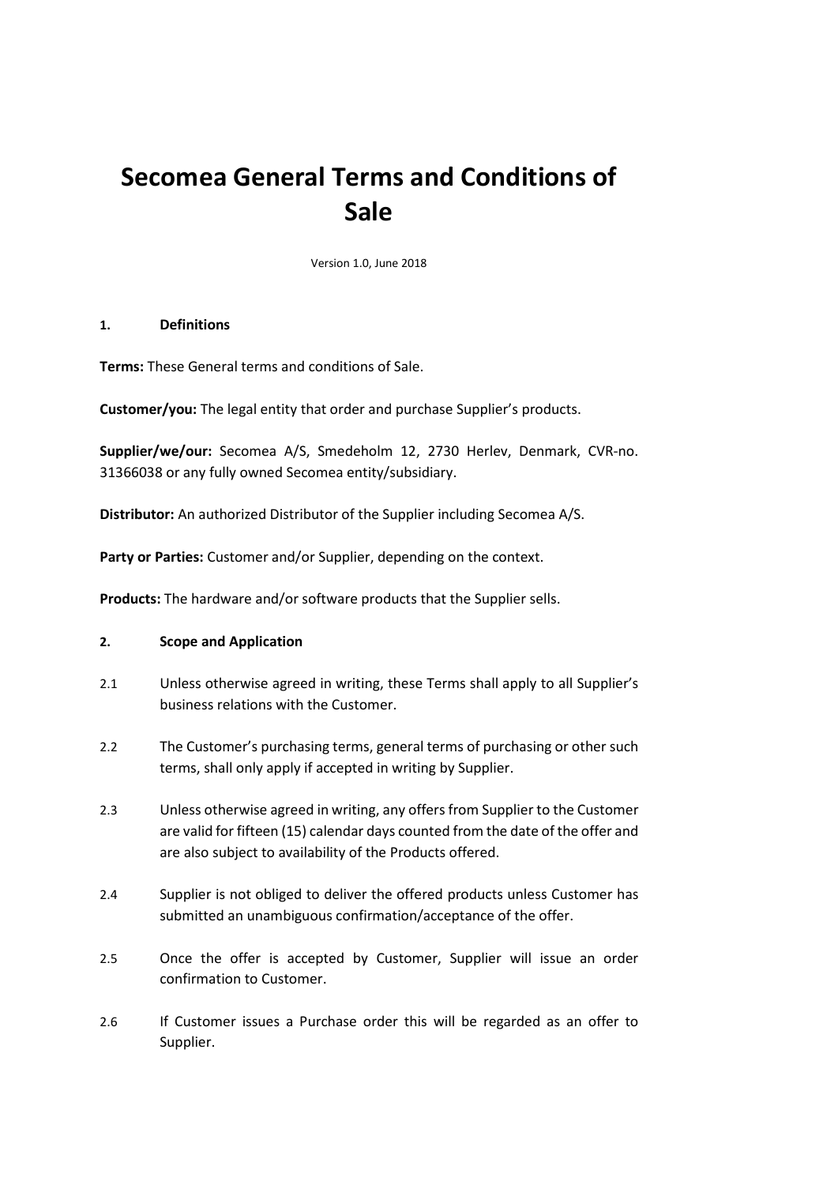# Secomea General Terms and Conditions of Sale

Version 1.0, June 2018

## 1. Definitions

**Terms:** These General terms and conditions of Sale.

**Customer/you:** The legal entity that order and purchase Supplier's products.

**Supplier/we/our:** Secomea A/S, Smedeholm 12, 2730 Herlev, Denmark, CVR-no. 31366038 or any fully owned Secomea entity/subsidiary.

**Distributor:** An authorized Distributor of the Supplier including Secomea A/S.

**Party or Parties:** Customer and/or Supplier, depending on the context.

**Products:** The hardware and/or software products that the Supplier sells.

## 2. Scope and Application

2.1 Unless otherwise agreed in writing, these Terms shall apply to all Supplier's business relations with the Customer.

2.2 The Customer's purchasing terms, general terms of purchasing or other such terms, shall only apply if accepted in writing by Supplier.

2.3 Unless otherwise agreed in writing, any offers from Supplier to the Customer are valid for fifteen (15) calendar days counted from the date of the offer and are also subject to availability of the Products offered.

2.4 Supplier is not obliged to deliver the offered products unless Customer has submitted an unambiguous confirmation/acceptance of the offer.

2.5 Once the offer is accepted by Customer, Supplier will issue an order confirmation to Customer.

2.6 If Customer issues a Purchase order this will be regarded as an offer to Supplier.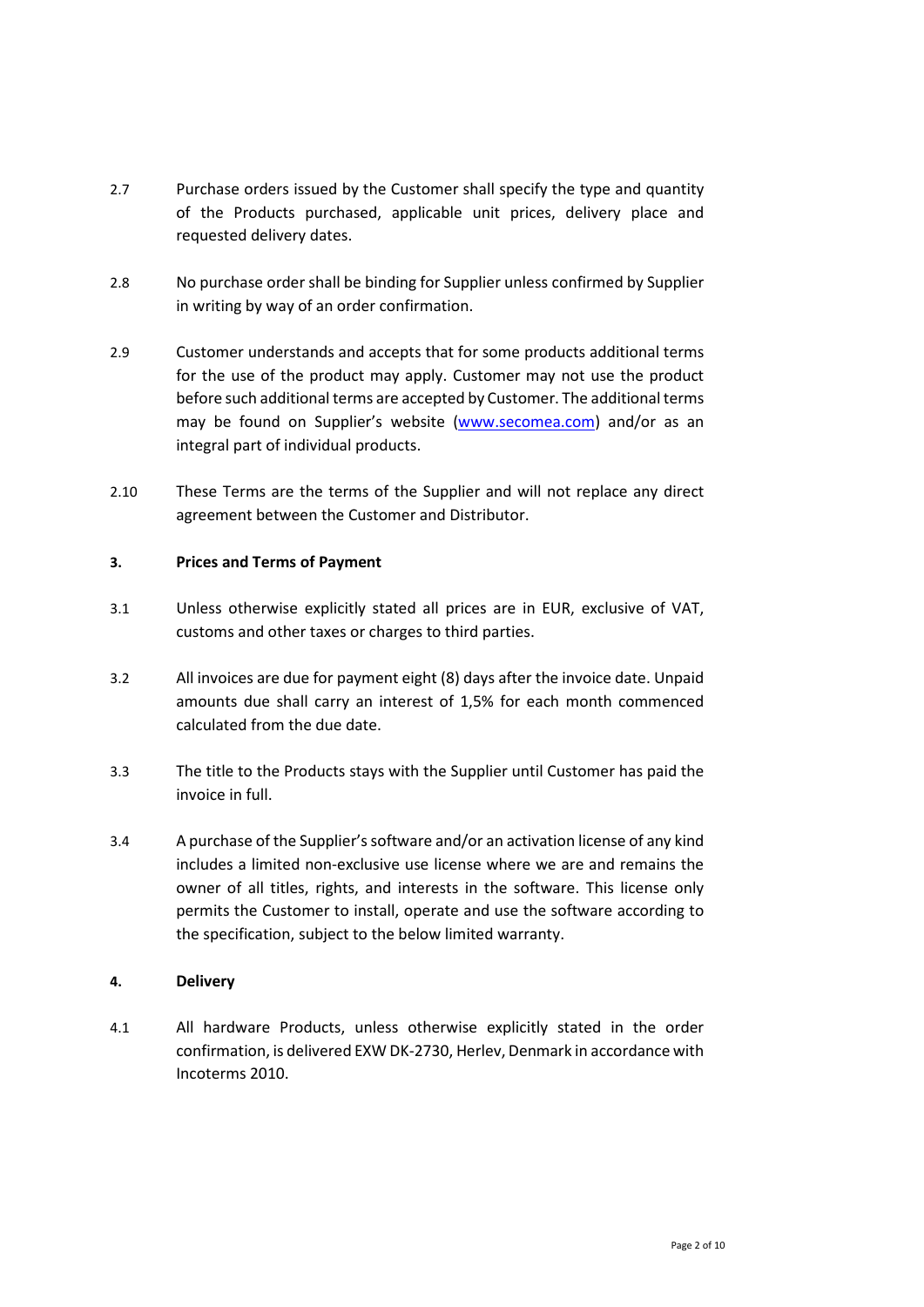2.7 Purchase orders issued by the Customer shall specify the type and quantity of the Products purchased, applicable unit prices, delivery place and requested delivery dates.

2.8 No purchase order shall be binding for Supplier unless confirmed by Supplier in writing by way of an order confirmation.

2.9 Customer understands and accepts that for some products additional terms for the use of the product may apply. Customer may not use the product before such additional terms are accepted by Customer. The additional terms may be found on Supplier's website (www.secomea.com) and/or as an integral part of individual products.

2.10 These Terms are the terms of the Supplier and will not replace any direct agreement between the Customer and Distributor.

**3. Prices and Terms of Payment**

3.1 Unless otherwise explicitly stated all prices are in EUR, exclusive of VAT, customs and other taxes or charges to third parties.

3.2 All invoices are due for payment eight (8) days after the invoice date. Unpaid amounts due shall carry an interest of 1,5% for each month commenced calculated from the due date.

3.3 The title to the Products stays with the Supplier until Customer has paid the invoice in full.

3.4 A purchase of the Supplier's software and/or an activation license of any kind includes a limited non-exclusive use license where we are and remains the owner of all titles, rights, and interests in the software. This license only permits the Customer to install, operate and use the software according to the specification, subject to the below limited warranty.

**4. Delivery**

4.1 All hardware Products, unless otherwise explicitly stated in the order confirmation, is delivered EXW DK-2730, Herlev, Denmark in accordance with Incoterms 2010.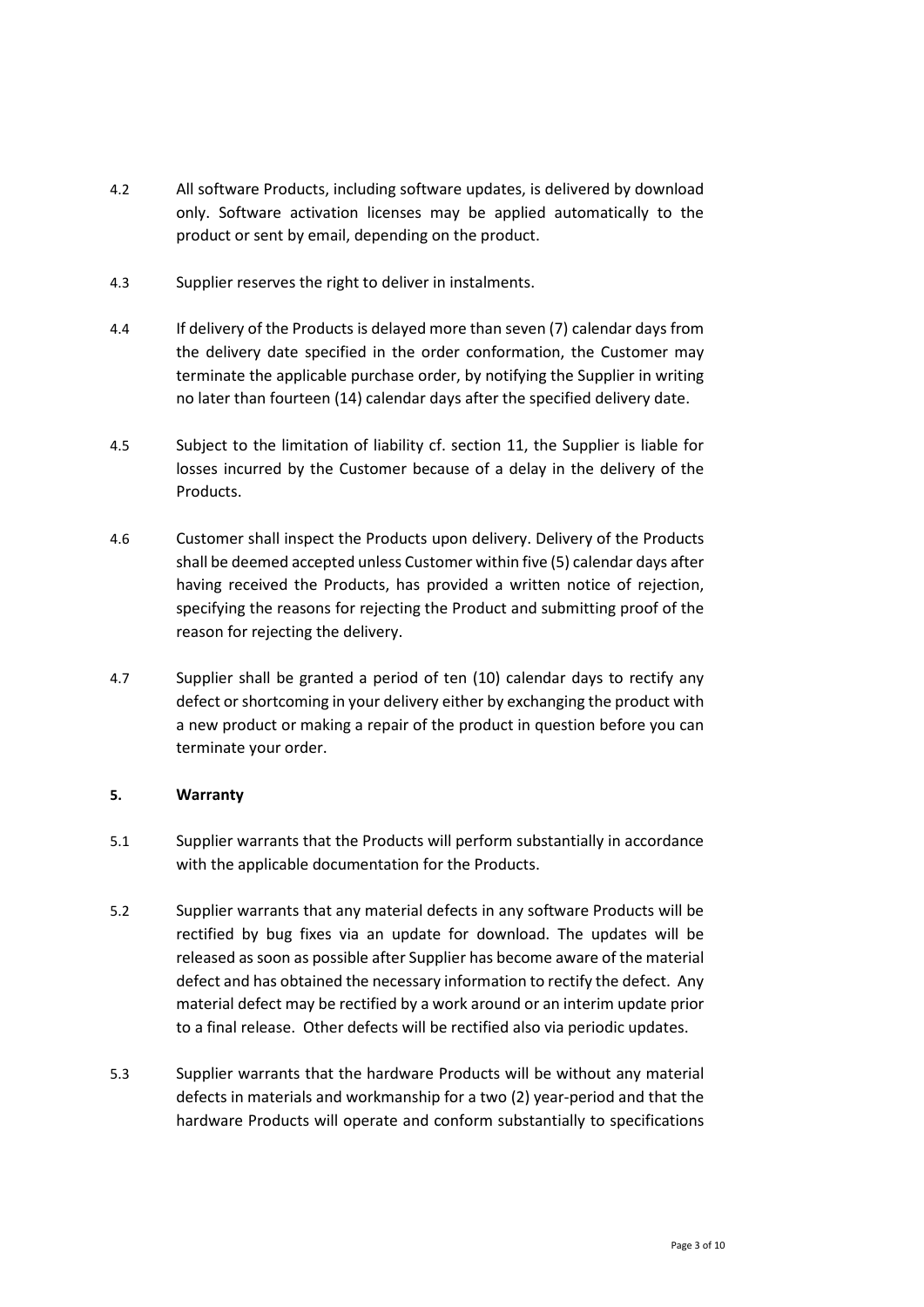4.2 All software Products, including software updates, is delivered by download only. Software activation licenses may be applied automatically to the product or sent by email, depending on the product.

4.3 Supplier reserves the right to deliver in instalments.

4.4 If delivery of the Products is delayed more than seven (7) calendar days from the delivery date specified in the order conformation, the Customer may terminate the applicable purchase order, by notifying the Supplier in writing no later than fourteen (14) calendar days after the specified delivery date.

4.5 Subject to the limitation of liability cf. section 11, the Supplier is liable for losses incurred by the Customer because of a delay in the delivery of the Products.

4.6 Customer shall inspect the Products upon delivery. Delivery of the Products shall be deemed accepted unless Customer within five (5) calendar days after having received the Products, has provided a written notice of rejection, specifying the reasons for rejecting the Product and submitting proof of the reason for rejecting the delivery.

4.7 Supplier shall be granted a period of ten (10) calendar days to rectify any defect or shortcoming in your delivery either by exchanging the product with a new product or making a repair of the product in question before you can terminate your order.

## 5. Warranty

5.1 Supplier warrants that the Products will perform substantially in accordance with the applicable documentation for the Products.

5.2 Supplier warrants that any material defects in any software Products will be rectified by bug fixes via an update for download. The updates will be released as soon as possible after Supplier has become aware of the material defect and has obtained the necessary information to rectify the defect. Any material defect may be rectified by a work around or an interim update prior to a final release. Other defects will be rectified also via periodic updates.

5.3 Supplier warrants that the hardware Products will be without any material defects in materials and workmanship for a two (2) year-period and that the hardware Products will operate and conform substantially to specifications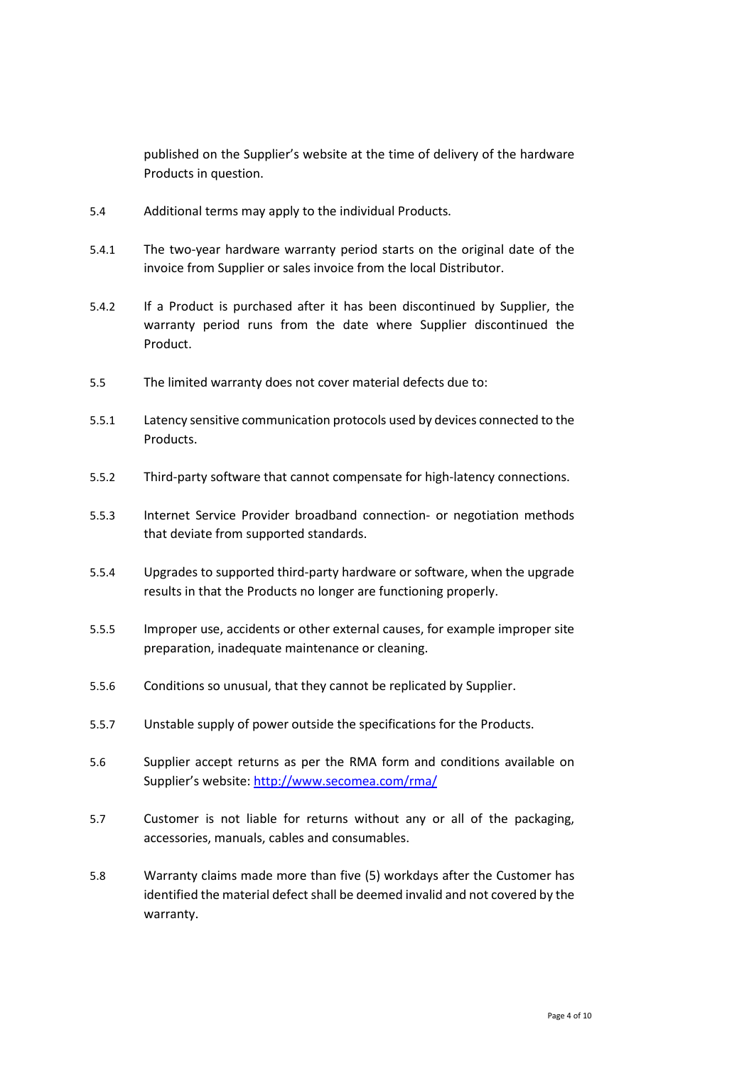published on the Supplier's website at the time of delivery of the hardware Products in question.

5.4 Additional terms may apply to the individual Products.

5.4.1 The two-year hardware warranty period starts on the original date of the invoice from Supplier or sales invoice from the local Distributor.

5.4.2 If a Product is purchased after it has been discontinued by Supplier, the warranty period runs from the date where Supplier discontinued the Product.

5.5 The limited warranty does not cover material defects due to:

5.5.1 Latency sensitive communication protocols used by devices connected to the Products.

5.5.2 Third-party software that cannot compensate for high-latency connections.

5.5.3 Internet Service Provider broadband connection- or negotiation methods that deviate from supported standards.

5.5.4 Upgrades to supported third-party hardware or software, when the upgrade results in that the Products no longer are functioning properly.

5.5.5 Improper use, accidents or other external causes, for example improper site preparation, inadequate maintenance or cleaning.

5.5.6 Conditions so unusual, that they cannot be replicated by Supplier.

5.5.7 Unstable supply of power outside the specifications for the Products.

5.6 Supplier accept returns as per the RMA form and conditions available on Supplier's website: [http://www.secomea.com/rma/](http://www.secomea.com/rma/)

5.7 Customer is not liable for returns without any or all of the packaging, accessories, manuals, cables and consumables.

5.8 Warranty claims made more than five (5) workdays after the Customer has identified the material defect shall be deemed invalid and not covered by the warranty.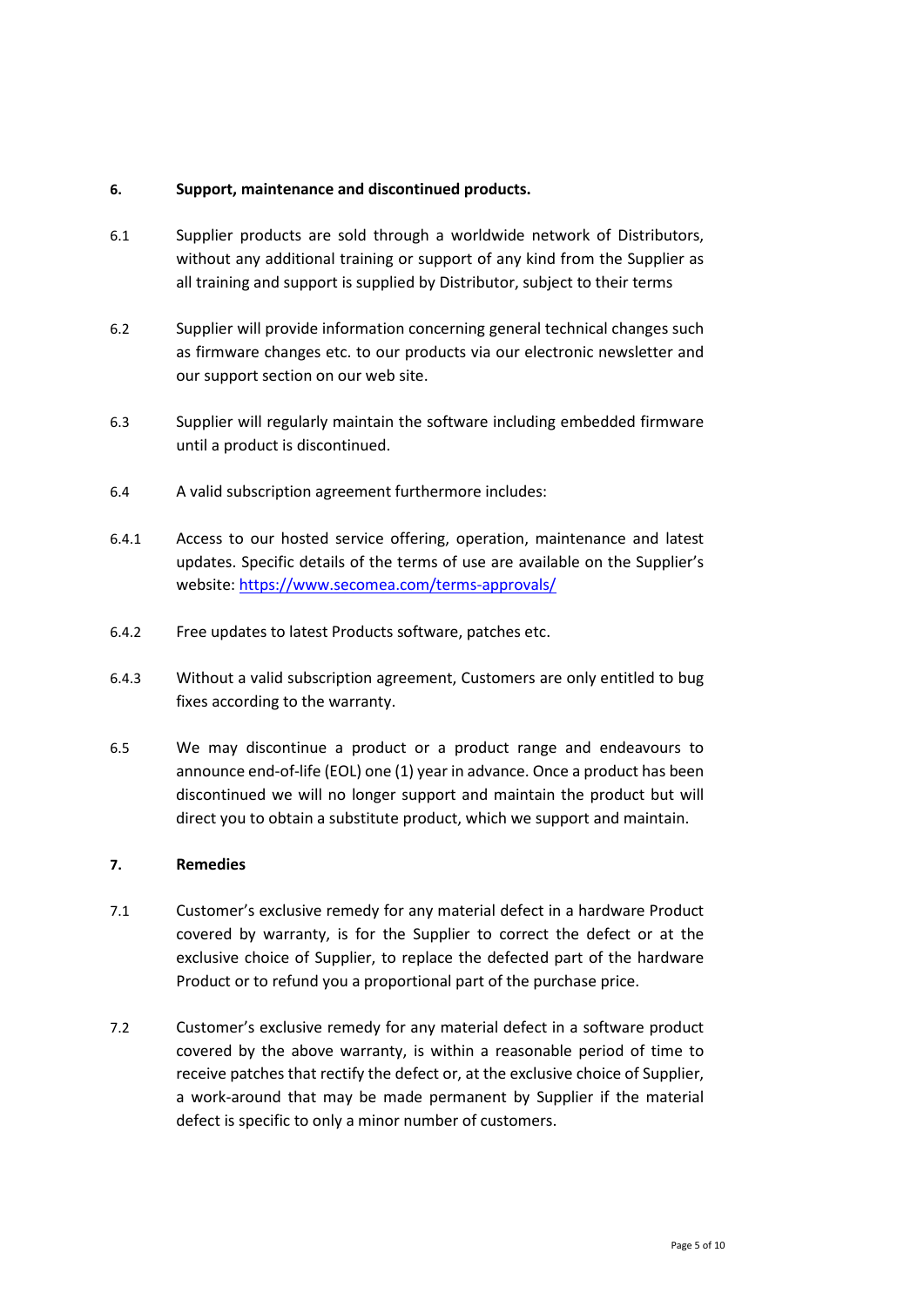**6. Support, maintenance and discontinued products.**

6.1 Supplier products are sold through a worldwide network of Distributors, without any additional training or support of any kind from the Supplier as all training and support is supplied by Distributor, subject to their terms

6.2 Supplier will provide information concerning general technical changes such as firmware changes etc. to our products via our electronic newsletter and our support section on our web site.

6.3 Supplier will regularly maintain the software including embedded firmware until a product is discontinued.

6.4 A valid subscription agreement furthermore includes:

6.4.1 Access to our hosted service offering, operation, maintenance and latest updates. Specific details of the terms of use are available on the Supplier's website: [https://www.secomea.com/terms-approvals/](https://www.secomea.com/terms-approvals/)

6.4.2 Free updates to latest Products software, patches etc.

6.4.3 Without a valid subscription agreement, Customers are only entitled to bug fixes according to the warranty.

6.5 We may discontinue a product or a product range and endeavours to announce end-of-life (EOL) one (1) year in advance. Once a product has been discontinued we will no longer support and maintain the product but will direct you to obtain a substitute product, which we support and maintain.

**7. Remedies**

7.1 Customer's exclusive remedy for any material defect in a hardware Product covered by warranty, is for the Supplier to correct the defect or at the exclusive choice of Supplier, to replace the defected part of the hardware Product or to refund you a proportional part of the purchase price.

7.2 Customer's exclusive remedy for any material defect in a software product covered by the above warranty, is within a reasonable period of time to receive patches that rectify the defect or, at the exclusive choice of Supplier, a work-around that may be made permanent by Supplier if the material defect is specific to only a minor number of customers.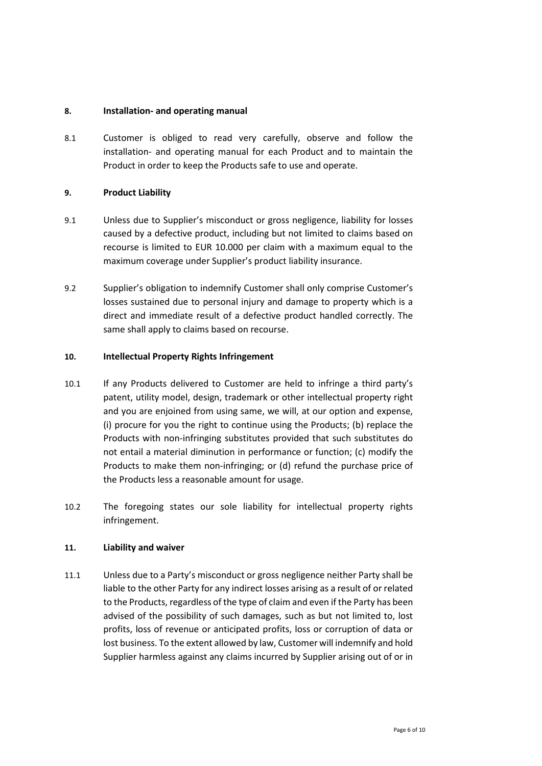## 8. Installation- and operating manual

8.1 Customer is obliged to read very carefully, observe and follow the installation- and operating manual for each Product and to maintain the Product in order to keep the Products safe to use and operate.

## 9. Product Liability

9.1 Unless due to Supplier's misconduct or gross negligence, liability for losses caused by a defective product, including but not limited to claims based on recourse is limited to EUR 10.000 per claim with a maximum equal to the maximum coverage under Supplier's product liability insurance.

9.2 Supplier's obligation to indemnify Customer shall only comprise Customer's losses sustained due to personal injury and damage to property which is a direct and immediate result of a defective product handled correctly. The same shall apply to claims based on recourse.

## 10. Intellectual Property Rights Infringement

10.1 If any Products delivered to Customer are held to infringe a third party's patent, utility model, design, trademark or other intellectual property right and you are enjoined from using same, we will, at our option and expense, (i) procure for you the right to continue using the Products; (b) replace the Products with non-infringing substitutes provided that such substitutes do not entail a material diminution in performance or function; (c) modify the Products to make them non-infringing; or (d) refund the purchase price of the Products less a reasonable amount for usage.

10.2 The foregoing states our sole liability for intellectual property rights infringement.

## 11. Liability and waiver

11.1 Unless due to a Party's misconduct or gross negligence neither Party shall be liable to the other Party for any indirect losses arising as a result of or related to the Products, regardless of the type of claim and even if the Party has been advised of the possibility of such damages, such as but not limited to, lost profits, loss of revenue or anticipated profits, loss or corruption of data or lost business. To the extent allowed by law, Customer will indemnify and hold Supplier harmless against any claims incurred by Supplier arising out of or in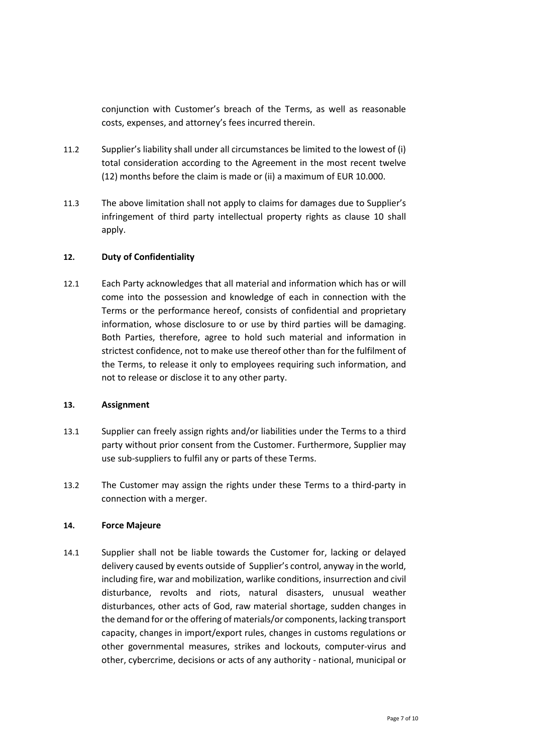conjunction with Customer's breach of the Terms, as well as reasonable costs, expenses, and attorney's fees incurred therein.

11.2 Supplier's liability shall under all circumstances be limited to the lowest of (i) total consideration according to the Agreement in the most recent twelve (12) months before the claim is made or (ii) a maximum of EUR 10.000.

11.3 The above limitation shall not apply to claims for damages due to Supplier's infringement of third party intellectual property rights as clause 10 shall apply.

## 12. Duty of Confidentiality

12.1 Each Party acknowledges that all material and information which has or will come into the possession and knowledge of each in connection with the Terms or the performance hereof, consists of confidential and proprietary information, whose disclosure to or use by third parties will be damaging. Both Parties, therefore, agree to hold such material and information in strictest confidence, not to make use thereof other than for the fulfilment of the Terms, to release it only to employees requiring such information, and not to release or disclose it to any other party.

## 13. Assignment

13.1 Supplier can freely assign rights and/or liabilities under the Terms to a third party without prior consent from the Customer. Furthermore, Supplier may use sub-suppliers to fulfil any or parts of these Terms.

13.2 The Customer may assign the rights under these Terms to a third-party in connection with a merger.

## 14. Force Majeure

14.1 Supplier shall not be liable towards the Customer for, lacking or delayed delivery caused by events outside of Supplier's control, anyway in the world, including fire, war and mobilization, warlike conditions, insurrection and civil disturbance, revolts and riots, natural disasters, unusual weather disturbances, other acts of God, raw material shortage, sudden changes in the demand for or the offering of materials/or components, lacking transport capacity, changes in import/export rules, changes in customs regulations or other governmental measures, strikes and lockouts, computer-virus and other, cybercrime, decisions or acts of any authority - national, municipal or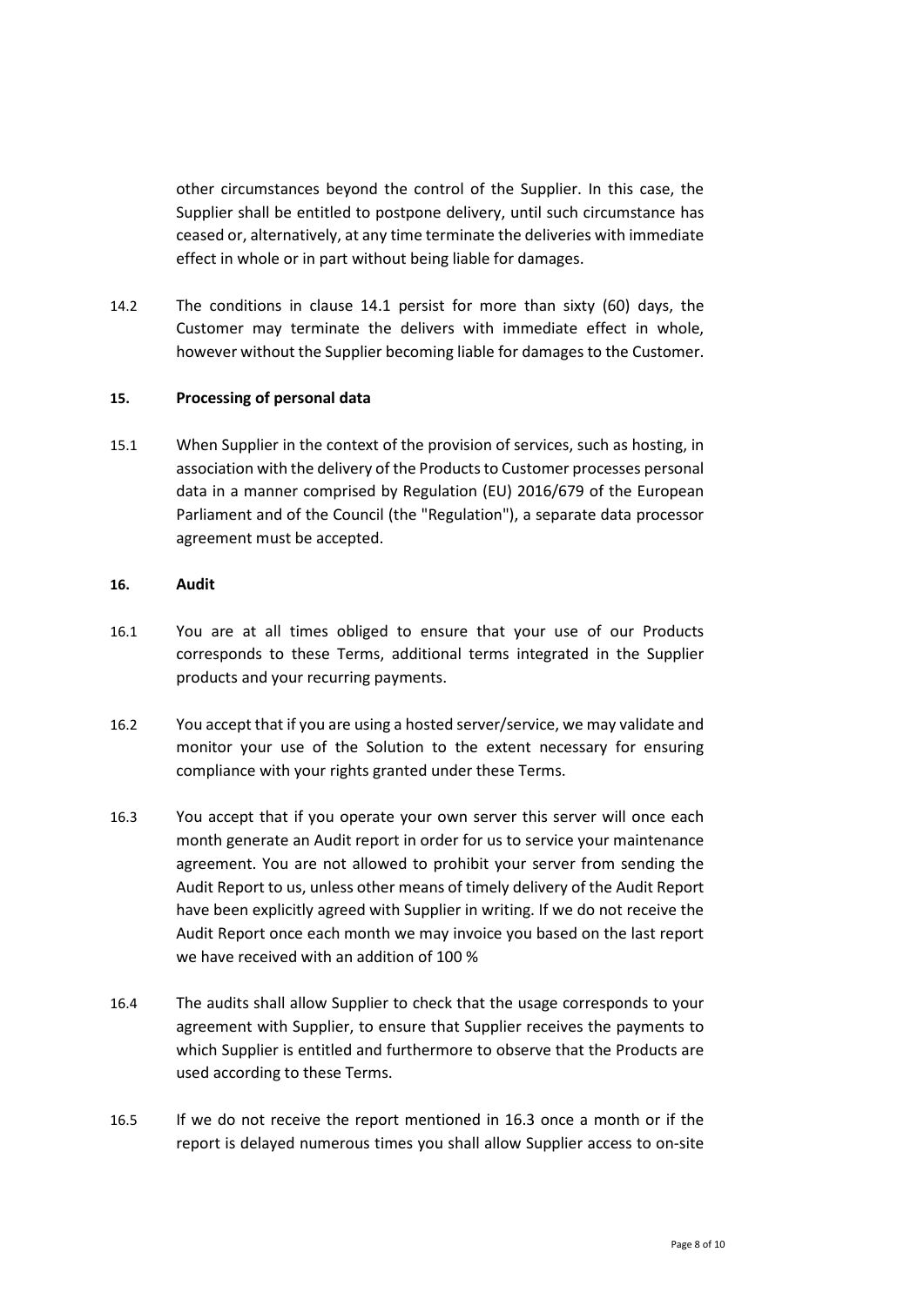other circumstances beyond the control of the Supplier. In this case, the Supplier shall be entitled to postpone delivery, until such circumstance has ceased or, alternatively, at any time terminate the deliveries with immediate effect in whole or in part without being liable for damages.

14.2 The conditions in clause 14.1 persist for more than sixty (60) days, the Customer may terminate the delivers with immediate effect in whole, however without the Supplier becoming liable for damages to the Customer.

**15. Processing of personal data**

15.1 When Supplier in the context of the provision of services, such as hosting, in association with the delivery of the Products to Customer processes personal data in a manner comprised by Regulation (EU) 2016/679 of the European Parliament and of the Council (the "Regulation"), a separate data processor agreement must be accepted.

**16. Audit**

16.1 You are at all times obliged to ensure that your use of our Products corresponds to these Terms, additional terms integrated in the Supplier products and your recurring payments.

16.2 You accept that if you are using a hosted server/service, we may validate and monitor your use of the Solution to the extent necessary for ensuring compliance with your rights granted under these Terms.

16.3 You accept that if you operate your own server this server will once each month generate an Audit report in order for us to service your maintenance agreement. You are not allowed to prohibit your server from sending the Audit Report to us, unless other means of timely delivery of the Audit Report have been explicitly agreed with Supplier in writing. If we do not receive the Audit Report once each month we may invoice you based on the last report we have received with an addition of 100 %

16.4 The audits shall allow Supplier to check that the usage corresponds to your agreement with Supplier, to ensure that Supplier receives the payments to which Supplier is entitled and furthermore to observe that the Products are used according to these Terms.

16.5 If we do not receive the report mentioned in 16.3 once a month or if the report is delayed numerous times you shall allow Supplier access to on-site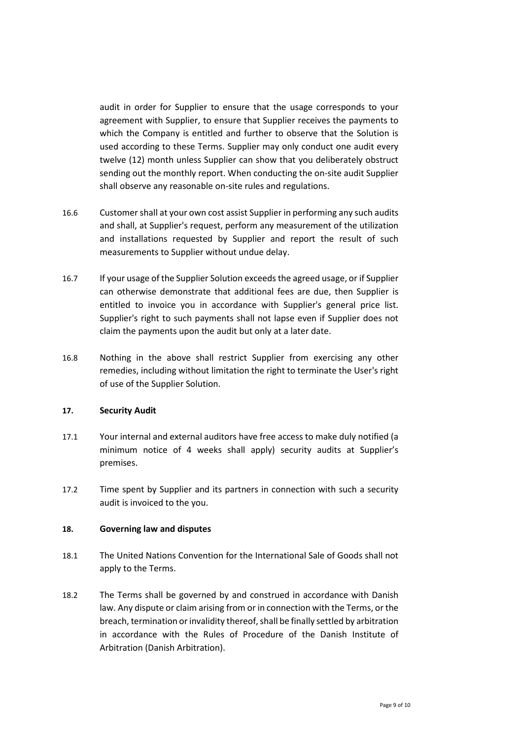audit in order for Supplier to ensure that the usage corresponds to your agreement with Supplier, to ensure that Supplier receives the payments to which the Company is entitled and further to observe that the Solution is used according to these Terms. Supplier may only conduct one audit every twelve (12) month unless Supplier can show that you deliberately obstruct sending out the monthly report. When conducting the on-site audit Supplier shall observe any reasonable on-site rules and regulations.

16.6 Customer shall at your own cost assist Supplier in performing any such audits and shall, at Supplier's request, perform any measurement of the utilization and installations requested by Supplier and report the result of such measurements to Supplier without undue delay.

16.7 If your usage of the Supplier Solution exceeds the agreed usage, or if Supplier can otherwise demonstrate that additional fees are due, then Supplier is entitled to invoice you in accordance with Supplier's general price list. Supplier's right to such payments shall not lapse even if Supplier does not claim the payments upon the audit but only at a later date.

16.8 Nothing in the above shall restrict Supplier from exercising any other remedies, including without limitation the right to terminate the User's right of use of the Supplier Solution.

**17. Security Audit**

17.1 Your internal and external auditors have free access to make duly notified (a minimum notice of 4 weeks shall apply) security audits at Supplier's premises.

17.2 Time spent by Supplier and its partners in connection with such a security audit is invoiced to the you.

**18. Governing law and disputes**

18.1 The United Nations Convention for the International Sale of Goods shall not apply to the Terms.

18.2 The Terms shall be governed by and construed in accordance with Danish law. Any dispute or claim arising from or in connection with the Terms, or the breach, termination or invalidity thereof, shall be finally settled by arbitration in accordance with the Rules of Procedure of the Danish Institute of Arbitration (Danish Arbitration).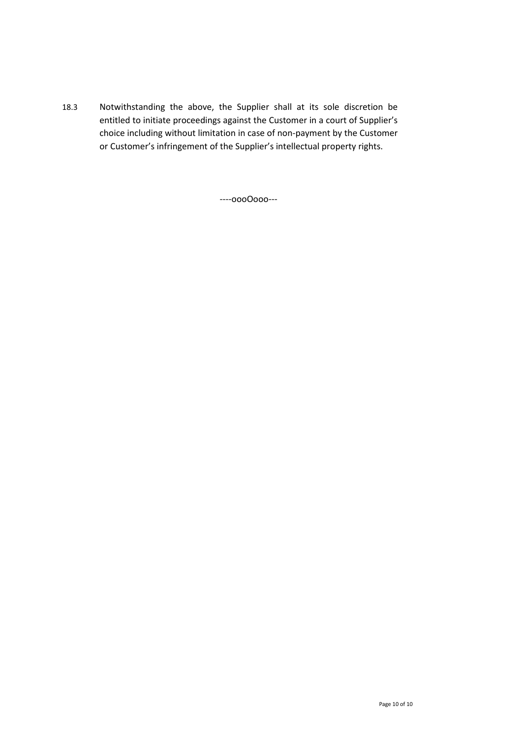18.3 Notwithstanding the above, the Supplier shall at its sole discretion be entitled to initiate proceedings against the Customer in a court of Supplier's choice including without limitation in case of non-payment by the Customer or Customer's infringement of the Supplier's intellectual property rights.

----oooOooo---